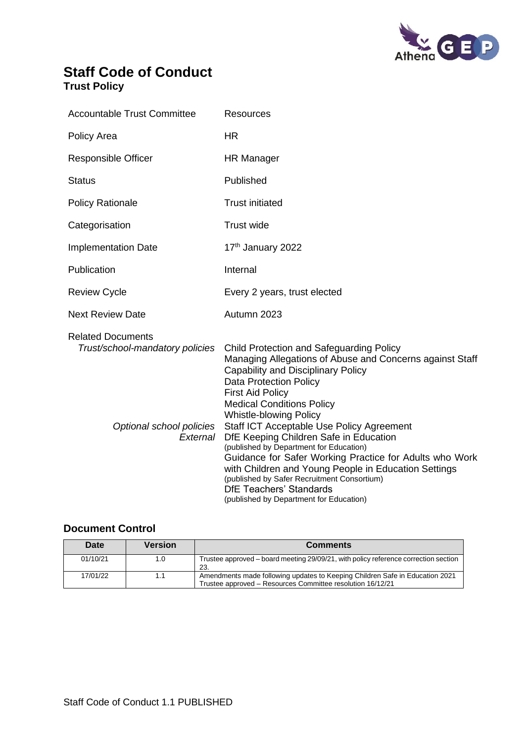# Staff Code of Conduct

**Trust Policy**

| | |
|---|---|
| Accountable Trust Committee | Resources |
| Policy Area | HR |
| Responsible Officer | HR Manager |
| Status | Published |
| Policy Rationale | Trust initiated |
| Categorisation | Trust wide |
| Implementation Date | 17th January 2022 |
| Publication | Internal |
| Review Cycle | Every 2 years, trust elected |
| Next Review Date | Autumn 2023 |
| Related Documents<br>*Trust/school-mandatory policies* | Child Protection and Safeguarding Policy<br>Managing Allegations of Abuse and Concerns against Staff<br>Capability and Disciplinary Policy<br>Data Protection Policy<br>First Aid Policy<br>Medical Conditions Policy<br>Whistle-blowing Policy |
| *Optional school policies* | Staff ICT Acceptable Use Policy Agreement |
| *External* | DfE Keeping Children Safe in Education<br>(published by Department for Education)<br>Guidance for Safer Working Practice for Adults who Work with Children and Young People in Education Settings<br>(published by Safer Recruitment Consortium)<br>DfE Teachers' Standards<br>(published by Department for Education) |

## Document Control

| Date | Version | Comments |
|---|---|---|
| 01/10/21 | 1.0 | Trustee approved – board meeting 29/09/21, with policy reference correction section 23. |
| 17/01/22 | 1.1 | Amendments made following updates to Keeping Children Safe in Education 2021<br>Trustee approved – Resources Committee resolution 16/12/21 |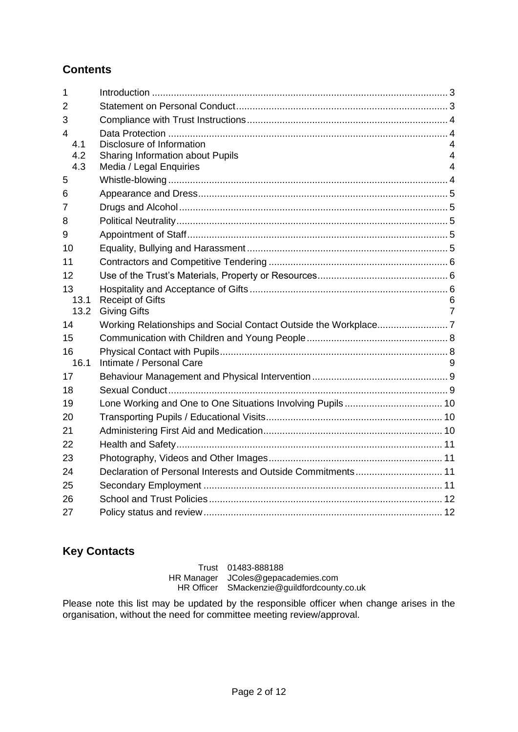## Contents

| | | |
|---|---|---|
| 1 | Introduction | 3 |
| 2 | Statement on Personal Conduct | 3 |
| 3 | Compliance with Trust Instructions | 4 |
| 4 | Data Protection | 4 |
| 4.1 | Disclosure of Information | 4 |
| 4.2 | Sharing Information about Pupils | 4 |
| 4.3 | Media / Legal Enquiries | 4 |
| 5 | Whistle-blowing | 4 |
| 6 | Appearance and Dress | 5 |
| 7 | Drugs and Alcohol | 5 |
| 8 | Political Neutrality | 5 |
| 9 | Appointment of Staff | 5 |
| 10 | Equality, Bullying and Harassment | 5 |
| 11 | Contractors and Competitive Tendering | 6 |
| 12 | Use of the Trust's Materials, Property or Resources | 6 |
| 13 | Hospitality and Acceptance of Gifts | 6 |
| 13.1 | Receipt of Gifts | 6 |
| 13.2 | Giving Gifts | 7 |
| 14 | Working Relationships and Social Contact Outside the Workplace | 7 |
| 15 | Communication with Children and Young People | 8 |
| 16 | Physical Contact with Pupils | 8 |
| 16.1 | Intimate / Personal Care | 9 |
| 17 | Behaviour Management and Physical Intervention | 9 |
| 18 | Sexual Conduct | 9 |
| 19 | Lone Working and One to One Situations Involving Pupils | 10 |
| 20 | Transporting Pupils / Educational Visits | 10 |
| 21 | Administering First Aid and Medication | 10 |
| 22 | Health and Safety | 11 |
| 23 | Photography, Videos and Other Images | 11 |
| 24 | Declaration of Personal Interests and Outside Commitments | 11 |
| 25 | Secondary Employment | 11 |
| 26 | School and Trust Policies | 12 |
| 27 | Policy status and review | 12 |

## Key Contacts

| | |
|---|---|
| Trust | 01483-888188 |
| HR Manager | JColes@gepacademies.com |
| HR Officer | SMackenzie@guildfordcounty.co.uk |

Please note this list may be updated by the responsible officer when change arises in the organisation, without the need for committee meeting review/approval.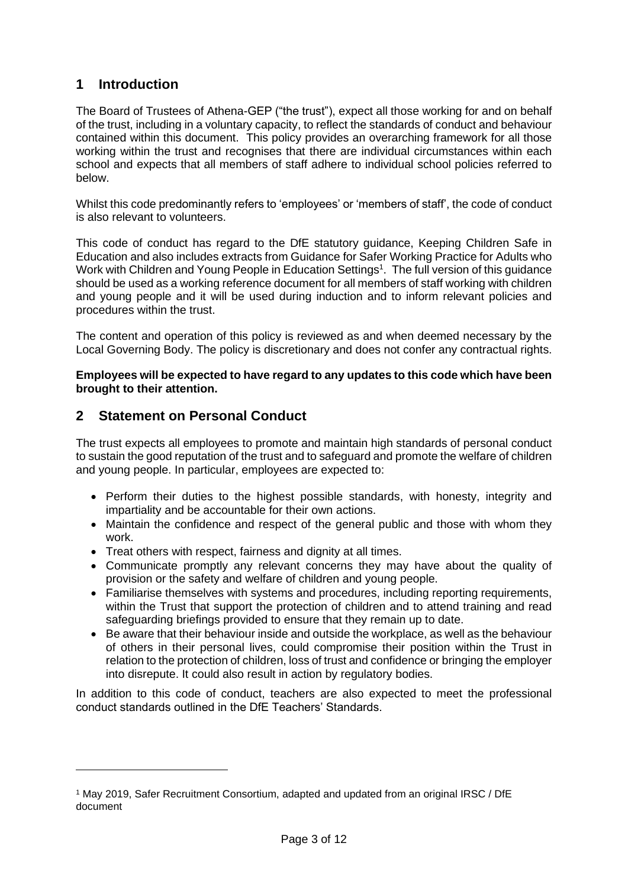## 1 Introduction

The Board of Trustees of Athena-GEP ("the trust"), expect all those working for and on behalf of the trust, including in a voluntary capacity, to reflect the standards of conduct and behaviour contained within this document. This policy provides an overarching framework for all those working within the trust and recognises that there are individual circumstances within each school and expects that all members of staff adhere to individual school policies referred to below.

Whilst this code predominantly refers to 'employees' or 'members of staff', the code of conduct is also relevant to volunteers.

This code of conduct has regard to the DfE statutory guidance, Keeping Children Safe in Education and also includes extracts from Guidance for Safer Working Practice for Adults who Work with Children and Young People in Education Settings[1]. The full version of this guidance should be used as a working reference document for all members of staff working with children and young people and it will be used during induction and to inform relevant policies and procedures within the trust.

The content and operation of this policy is reviewed as and when deemed necessary by the Local Governing Body. The policy is discretionary and does not confer any contractual rights.

**Employees will be expected to have regard to any updates to this code which have been brought to their attention.**

## 2 Statement on Personal Conduct

The trust expects all employees to promote and maintain high standards of personal conduct to sustain the good reputation of the trust and to safeguard and promote the welfare of children and young people. In particular, employees are expected to:

- Perform their duties to the highest possible standards, with honesty, integrity and impartiality and be accountable for their own actions.
- Maintain the confidence and respect of the general public and those with whom they work.
- Treat others with respect, fairness and dignity at all times.
- Communicate promptly any relevant concerns they may have about the quality of provision or the safety and welfare of children and young people.
- Familiarise themselves with systems and procedures, including reporting requirements, within the Trust that support the protection of children and to attend training and read safeguarding briefings provided to ensure that they remain up to date.
- Be aware that their behaviour inside and outside the workplace, as well as the behaviour of others in their personal lives, could compromise their position within the Trust in relation to the protection of children, loss of trust and confidence or bringing the employer into disrepute. It could also result in action by regulatory bodies.

In addition to this code of conduct, teachers are also expected to meet the professional conduct standards outlined in the DfE Teachers' Standards.

[1] May 2019, Safer Recruitment Consortium, adapted and updated from an original IRSC / DfE document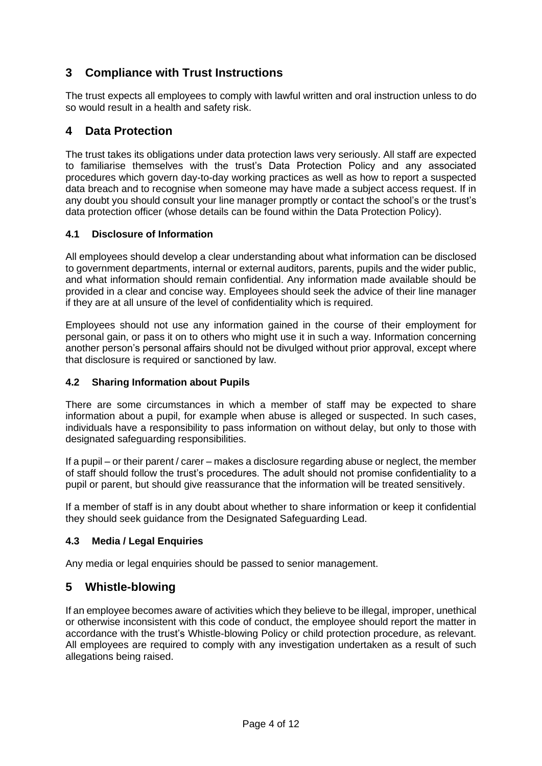## 3 Compliance with Trust Instructions

The trust expects all employees to comply with lawful written and oral instruction unless to do so would result in a health and safety risk.

## 4 Data Protection

The trust takes its obligations under data protection laws very seriously. All staff are expected to familiarise themselves with the trust's Data Protection Policy and any associated procedures which govern day-to-day working practices as well as how to report a suspected data breach and to recognise when someone may have made a subject access request. If in any doubt you should consult your line manager promptly or contact the school's or the trust's data protection officer (whose details can be found within the Data Protection Policy).

### 4.1 Disclosure of Information

All employees should develop a clear understanding about what information can be disclosed to government departments, internal or external auditors, parents, pupils and the wider public, and what information should remain confidential. Any information made available should be provided in a clear and concise way. Employees should seek the advice of their line manager if they are at all unsure of the level of confidentiality which is required.

Employees should not use any information gained in the course of their employment for personal gain, or pass it on to others who might use it in such a way. Information concerning another person's personal affairs should not be divulged without prior approval, except where that disclosure is required or sanctioned by law.

### 4.2 Sharing Information about Pupils

There are some circumstances in which a member of staff may be expected to share information about a pupil, for example when abuse is alleged or suspected. In such cases, individuals have a responsibility to pass information on without delay, but only to those with designated safeguarding responsibilities.

If a pupil – or their parent / carer – makes a disclosure regarding abuse or neglect, the member of staff should follow the trust's procedures. The adult should not promise confidentiality to a pupil or parent, but should give reassurance that the information will be treated sensitively.

If a member of staff is in any doubt about whether to share information or keep it confidential they should seek guidance from the Designated Safeguarding Lead.

### 4.3 Media / Legal Enquiries

Any media or legal enquiries should be passed to senior management.

## 5 Whistle-blowing

If an employee becomes aware of activities which they believe to be illegal, improper, unethical or otherwise inconsistent with this code of conduct, the employee should report the matter in accordance with the trust's Whistle-blowing Policy or child protection procedure, as relevant. All employees are required to comply with any investigation undertaken as a result of such allegations being raised.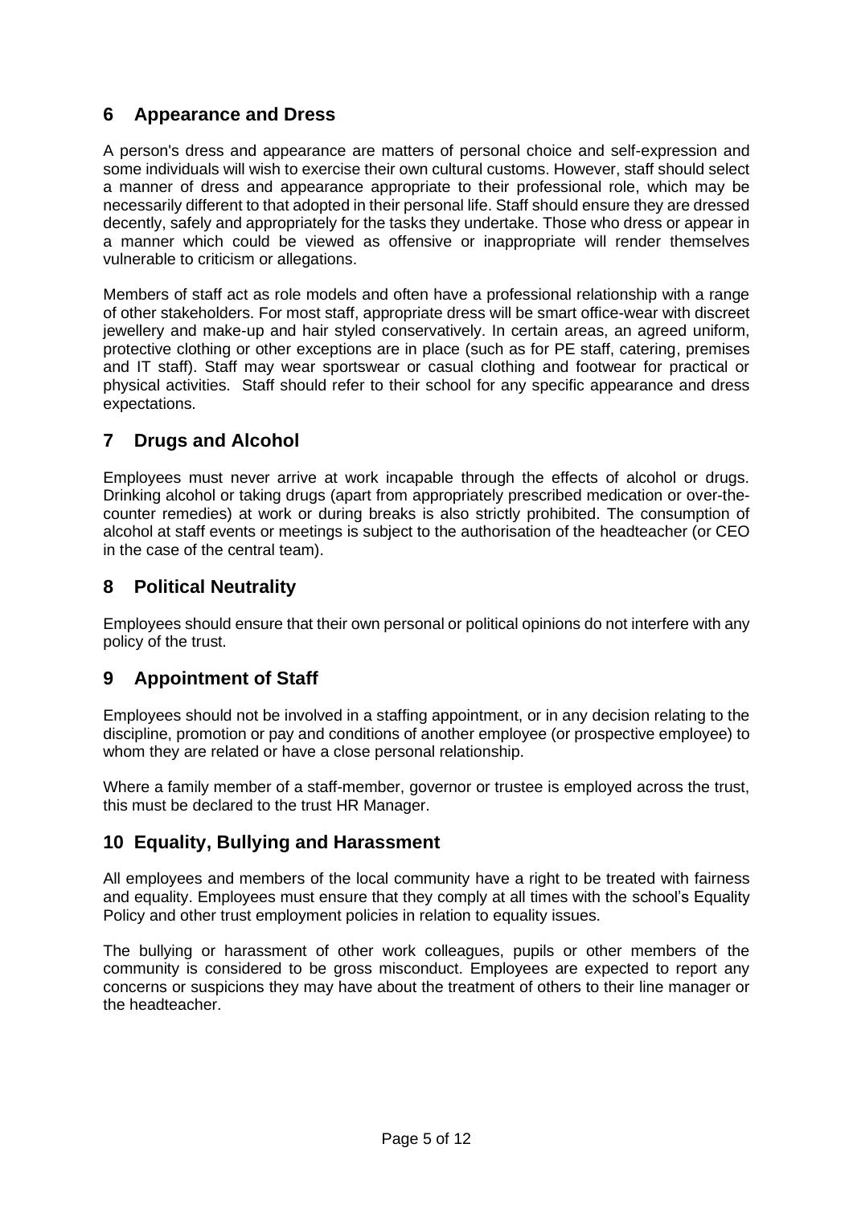## 6 Appearance and Dress

A person's dress and appearance are matters of personal choice and self-expression and some individuals will wish to exercise their own cultural customs. However, staff should select a manner of dress and appearance appropriate to their professional role, which may be necessarily different to that adopted in their personal life. Staff should ensure they are dressed decently, safely and appropriately for the tasks they undertake. Those who dress or appear in a manner which could be viewed as offensive or inappropriate will render themselves vulnerable to criticism or allegations.

Members of staff act as role models and often have a professional relationship with a range of other stakeholders. For most staff, appropriate dress will be smart office-wear with discreet jewellery and make-up and hair styled conservatively. In certain areas, an agreed uniform, protective clothing or other exceptions are in place (such as for PE staff, catering, premises and IT staff). Staff may wear sportswear or casual clothing and footwear for practical or physical activities. Staff should refer to their school for any specific appearance and dress expectations.

## 7 Drugs and Alcohol

Employees must never arrive at work incapable through the effects of alcohol or drugs. Drinking alcohol or taking drugs (apart from appropriately prescribed medication or over-the-counter remedies) at work or during breaks is also strictly prohibited. The consumption of alcohol at staff events or meetings is subject to the authorisation of the headteacher (or CEO in the case of the central team).

## 8 Political Neutrality

Employees should ensure that their own personal or political opinions do not interfere with any policy of the trust.

## 9 Appointment of Staff

Employees should not be involved in a staffing appointment, or in any decision relating to the discipline, promotion or pay and conditions of another employee (or prospective employee) to whom they are related or have a close personal relationship.

Where a family member of a staff-member, governor or trustee is employed across the trust, this must be declared to the trust HR Manager.

## 10 Equality, Bullying and Harassment

All employees and members of the local community have a right to be treated with fairness and equality. Employees must ensure that they comply at all times with the school's Equality Policy and other trust employment policies in relation to equality issues.

The bullying or harassment of other work colleagues, pupils or other members of the community is considered to be gross misconduct. Employees are expected to report any concerns or suspicions they may have about the treatment of others to their line manager or the headteacher.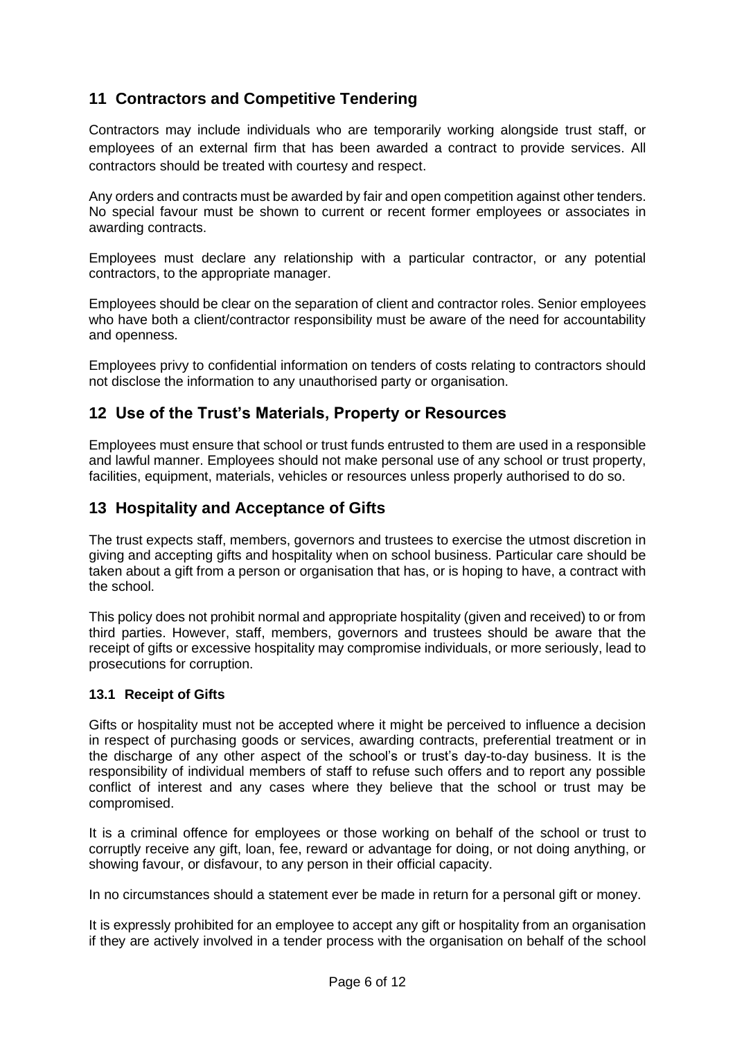## 11 Contractors and Competitive Tendering

Contractors may include individuals who are temporarily working alongside trust staff, or employees of an external firm that has been awarded a contract to provide services. All contractors should be treated with courtesy and respect.

Any orders and contracts must be awarded by fair and open competition against other tenders. No special favour must be shown to current or recent former employees or associates in awarding contracts.

Employees must declare any relationship with a particular contractor, or any potential contractors, to the appropriate manager.

Employees should be clear on the separation of client and contractor roles. Senior employees who have both a client/contractor responsibility must be aware of the need for accountability and openness.

Employees privy to confidential information on tenders of costs relating to contractors should not disclose the information to any unauthorised party or organisation.

## 12 Use of the Trust's Materials, Property or Resources

Employees must ensure that school or trust funds entrusted to them are used in a responsible and lawful manner. Employees should not make personal use of any school or trust property, facilities, equipment, materials, vehicles or resources unless properly authorised to do so.

## 13 Hospitality and Acceptance of Gifts

The trust expects staff, members, governors and trustees to exercise the utmost discretion in giving and accepting gifts and hospitality when on school business. Particular care should be taken about a gift from a person or organisation that has, or is hoping to have, a contract with the school.

This policy does not prohibit normal and appropriate hospitality (given and received) to or from third parties. However, staff, members, governors and trustees should be aware that the receipt of gifts or excessive hospitality may compromise individuals, or more seriously, lead to prosecutions for corruption.

### 13.1 Receipt of Gifts

Gifts or hospitality must not be accepted where it might be perceived to influence a decision in respect of purchasing goods or services, awarding contracts, preferential treatment or in the discharge of any other aspect of the school's or trust's day-to-day business. It is the responsibility of individual members of staff to refuse such offers and to report any possible conflict of interest and any cases where they believe that the school or trust may be compromised.

It is a criminal offence for employees or those working on behalf of the school or trust to corruptly receive any gift, loan, fee, reward or advantage for doing, or not doing anything, or showing favour, or disfavour, to any person in their official capacity.

In no circumstances should a statement ever be made in return for a personal gift or money.

It is expressly prohibited for an employee to accept any gift or hospitality from an organisation if they are actively involved in a tender process with the organisation on behalf of the school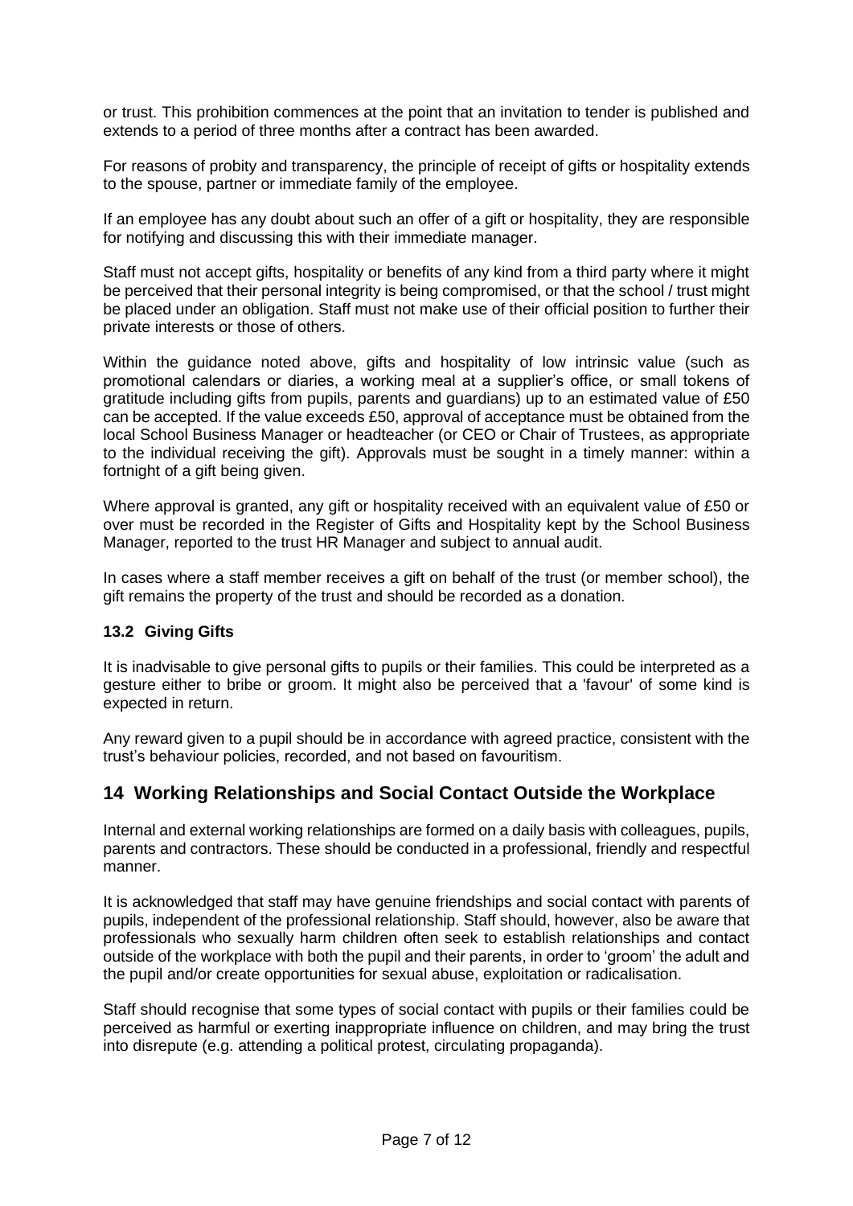or trust. This prohibition commences at the point that an invitation to tender is published and extends to a period of three months after a contract has been awarded.

For reasons of probity and transparency, the principle of receipt of gifts or hospitality extends to the spouse, partner or immediate family of the employee.

If an employee has any doubt about such an offer of a gift or hospitality, they are responsible for notifying and discussing this with their immediate manager.

Staff must not accept gifts, hospitality or benefits of any kind from a third party where it might be perceived that their personal integrity is being compromised, or that the school / trust might be placed under an obligation. Staff must not make use of their official position to further their private interests or those of others.

Within the guidance noted above, gifts and hospitality of low intrinsic value (such as promotional calendars or diaries, a working meal at a supplier's office, or small tokens of gratitude including gifts from pupils, parents and guardians) up to an estimated value of £50 can be accepted. If the value exceeds £50, approval of acceptance must be obtained from the local School Business Manager or headteacher (or CEO or Chair of Trustees, as appropriate to the individual receiving the gift). Approvals must be sought in a timely manner: within a fortnight of a gift being given.

Where approval is granted, any gift or hospitality received with an equivalent value of £50 or over must be recorded in the Register of Gifts and Hospitality kept by the School Business Manager, reported to the trust HR Manager and subject to annual audit.

In cases where a staff member receives a gift on behalf of the trust (or member school), the gift remains the property of the trust and should be recorded as a donation.

### 13.2 Giving Gifts

It is inadvisable to give personal gifts to pupils or their families. This could be interpreted as a gesture either to bribe or groom. It might also be perceived that a 'favour' of some kind is expected in return.

Any reward given to a pupil should be in accordance with agreed practice, consistent with the trust's behaviour policies, recorded, and not based on favouritism.

## 14 Working Relationships and Social Contact Outside the Workplace

Internal and external working relationships are formed on a daily basis with colleagues, pupils, parents and contractors. These should be conducted in a professional, friendly and respectful manner.

It is acknowledged that staff may have genuine friendships and social contact with parents of pupils, independent of the professional relationship. Staff should, however, also be aware that professionals who sexually harm children often seek to establish relationships and contact outside of the workplace with both the pupil and their parents, in order to 'groom' the adult and the pupil and/or create opportunities for sexual abuse, exploitation or radicalisation.

Staff should recognise that some types of social contact with pupils or their families could be perceived as harmful or exerting inappropriate influence on children, and may bring the trust into disrepute (e.g. attending a political protest, circulating propaganda).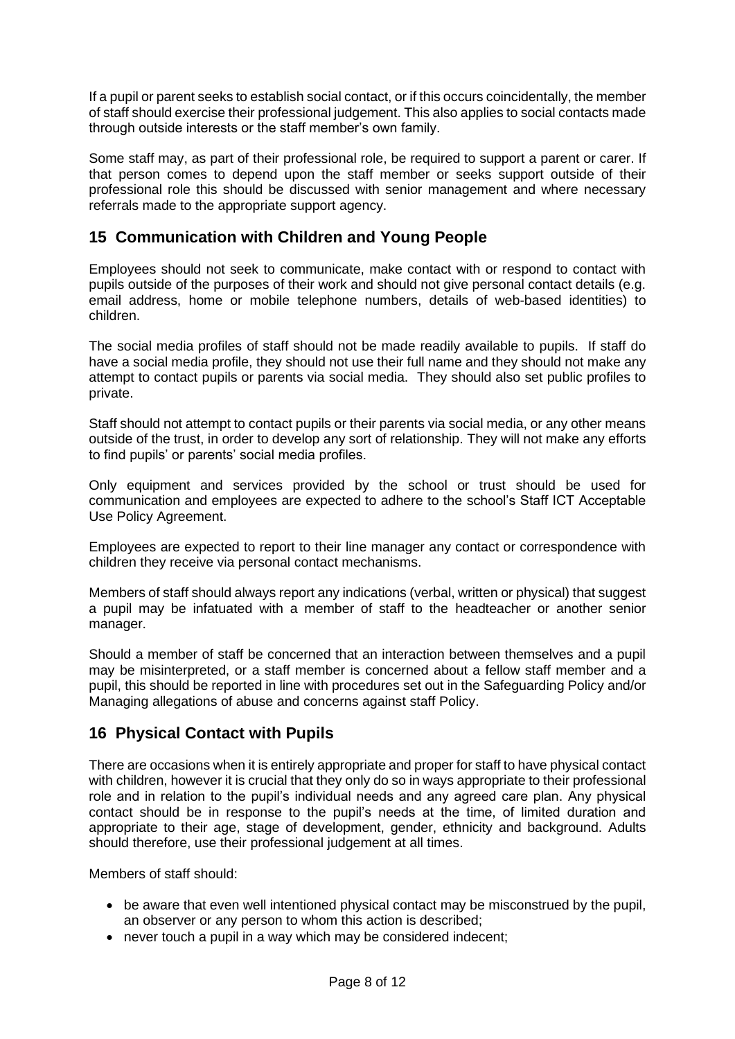If a pupil or parent seeks to establish social contact, or if this occurs coincidentally, the member of staff should exercise their professional judgement. This also applies to social contacts made through outside interests or the staff member's own family.

Some staff may, as part of their professional role, be required to support a parent or carer. If that person comes to depend upon the staff member or seeks support outside of their professional role this should be discussed with senior management and where necessary referrals made to the appropriate support agency.

## 15 Communication with Children and Young People

Employees should not seek to communicate, make contact with or respond to contact with pupils outside of the purposes of their work and should not give personal contact details (e.g. email address, home or mobile telephone numbers, details of web-based identities) to children.

The social media profiles of staff should not be made readily available to pupils. If staff do have a social media profile, they should not use their full name and they should not make any attempt to contact pupils or parents via social media. They should also set public profiles to private.

Staff should not attempt to contact pupils or their parents via social media, or any other means outside of the trust, in order to develop any sort of relationship. They will not make any efforts to find pupils' or parents' social media profiles.

Only equipment and services provided by the school or trust should be used for communication and employees are expected to adhere to the school's Staff ICT Acceptable Use Policy Agreement.

Employees are expected to report to their line manager any contact or correspondence with children they receive via personal contact mechanisms.

Members of staff should always report any indications (verbal, written or physical) that suggest a pupil may be infatuated with a member of staff to the headteacher or another senior manager.

Should a member of staff be concerned that an interaction between themselves and a pupil may be misinterpreted, or a staff member is concerned about a fellow staff member and a pupil, this should be reported in line with procedures set out in the Safeguarding Policy and/or Managing allegations of abuse and concerns against staff Policy.

## 16 Physical Contact with Pupils

There are occasions when it is entirely appropriate and proper for staff to have physical contact with children, however it is crucial that they only do so in ways appropriate to their professional role and in relation to the pupil's individual needs and any agreed care plan. Any physical contact should be in response to the pupil's needs at the time, of limited duration and appropriate to their age, stage of development, gender, ethnicity and background. Adults should therefore, use their professional judgement at all times.

Members of staff should:

- be aware that even well intentioned physical contact may be misconstrued by the pupil, an observer or any person to whom this action is described;
- never touch a pupil in a way which may be considered indecent;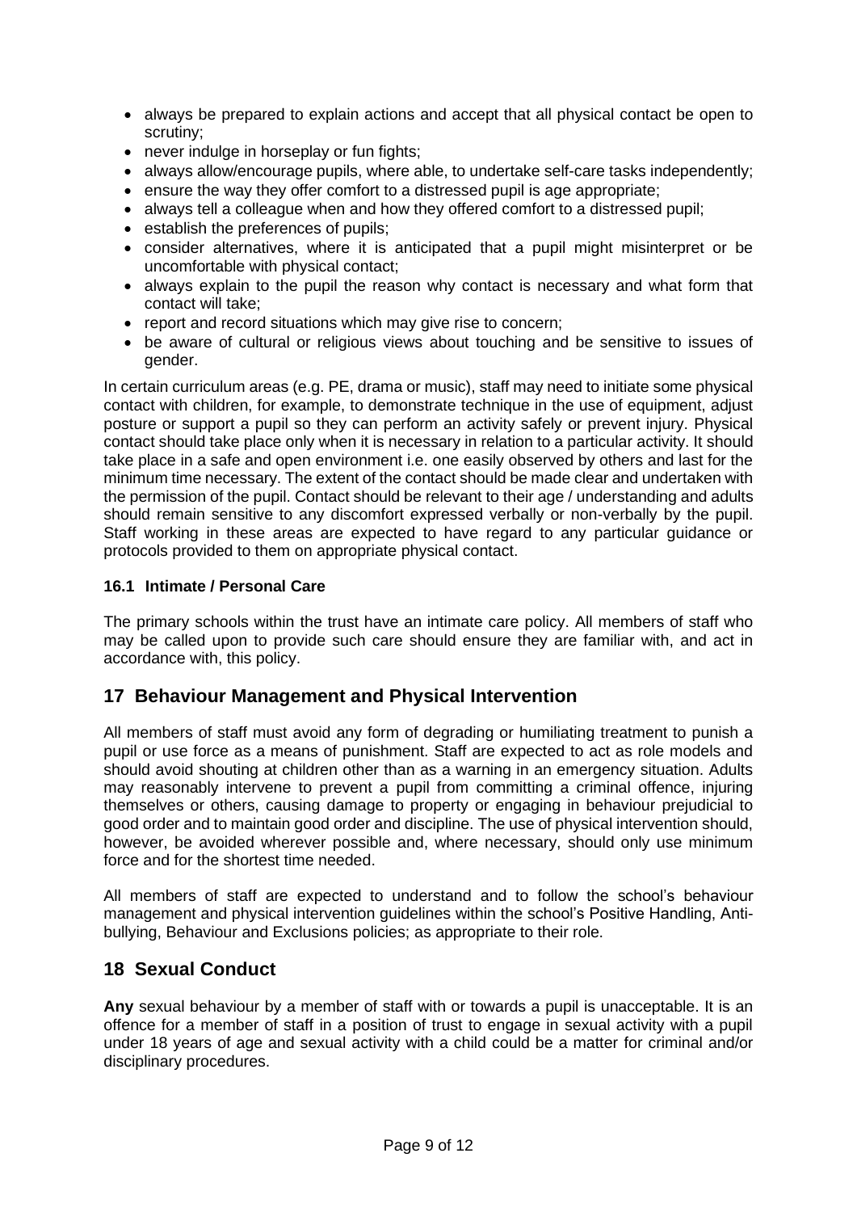- always be prepared to explain actions and accept that all physical contact be open to scrutiny;
- never indulge in horseplay or fun fights;
- always allow/encourage pupils, where able, to undertake self-care tasks independently;
- ensure the way they offer comfort to a distressed pupil is age appropriate;
- always tell a colleague when and how they offered comfort to a distressed pupil;
- establish the preferences of pupils;
- consider alternatives, where it is anticipated that a pupil might misinterpret or be uncomfortable with physical contact;
- always explain to the pupil the reason why contact is necessary and what form that contact will take;
- report and record situations which may give rise to concern;
- be aware of cultural or religious views about touching and be sensitive to issues of gender.

In certain curriculum areas (e.g. PE, drama or music), staff may need to initiate some physical contact with children, for example, to demonstrate technique in the use of equipment, adjust posture or support a pupil so they can perform an activity safely or prevent injury. Physical contact should take place only when it is necessary in relation to a particular activity. It should take place in a safe and open environment i.e. one easily observed by others and last for the minimum time necessary. The extent of the contact should be made clear and undertaken with the permission of the pupil. Contact should be relevant to their age / understanding and adults should remain sensitive to any discomfort expressed verbally or non-verbally by the pupil. Staff working in these areas are expected to have regard to any particular guidance or protocols provided to them on appropriate physical contact.

### 16.1 Intimate / Personal Care

The primary schools within the trust have an intimate care policy. All members of staff who may be called upon to provide such care should ensure they are familiar with, and act in accordance with, this policy.

## 17 Behaviour Management and Physical Intervention

All members of staff must avoid any form of degrading or humiliating treatment to punish a pupil or use force as a means of punishment. Staff are expected to act as role models and should avoid shouting at children other than as a warning in an emergency situation. Adults may reasonably intervene to prevent a pupil from committing a criminal offence, injuring themselves or others, causing damage to property or engaging in behaviour prejudicial to good order and to maintain good order and discipline. The use of physical intervention should, however, be avoided wherever possible and, where necessary, should only use minimum force and for the shortest time needed.

All members of staff are expected to understand and to follow the school's behaviour management and physical intervention guidelines within the school's Positive Handling, Anti-bullying, Behaviour and Exclusions policies; as appropriate to their role.

## 18 Sexual Conduct

**Any** sexual behaviour by a member of staff with or towards a pupil is unacceptable. It is an offence for a member of staff in a position of trust to engage in sexual activity with a pupil under 18 years of age and sexual activity with a child could be a matter for criminal and/or disciplinary procedures.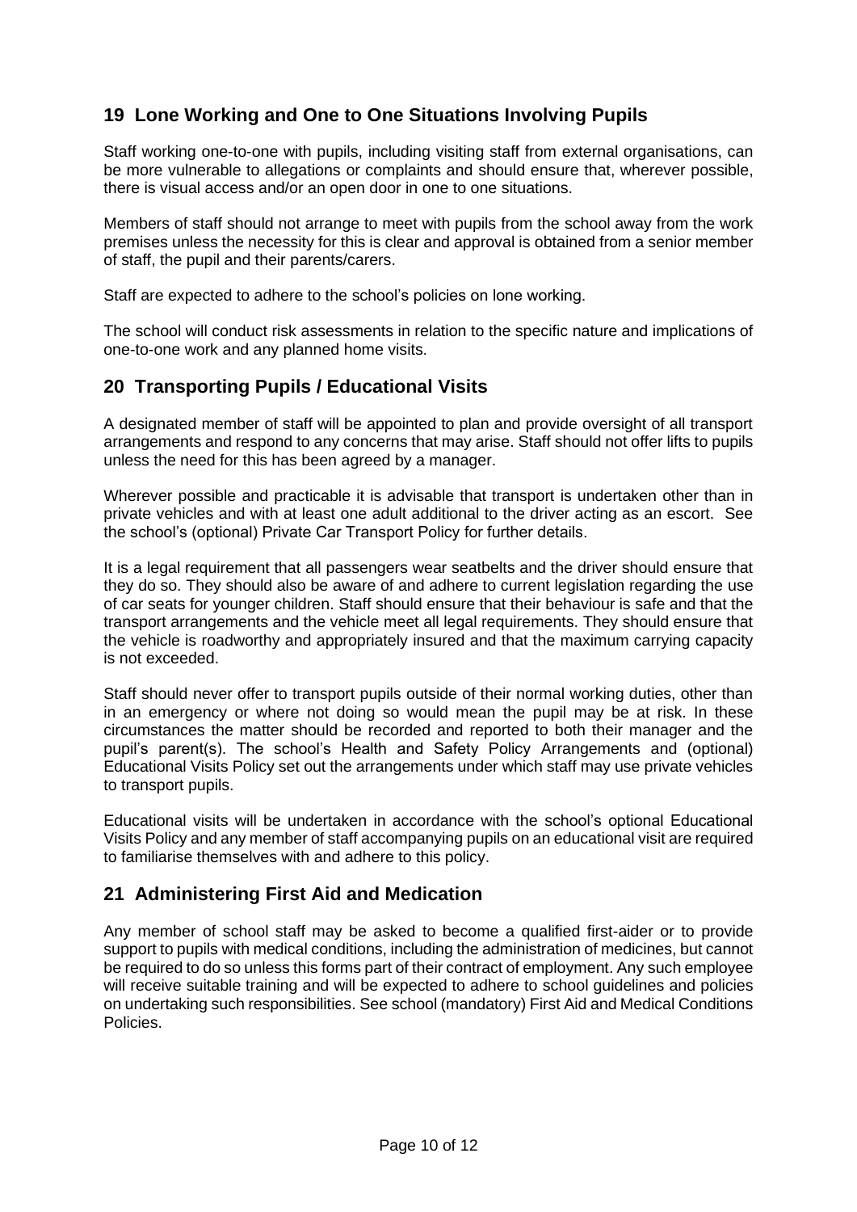## 19 Lone Working and One to One Situations Involving Pupils

Staff working one-to-one with pupils, including visiting staff from external organisations, can be more vulnerable to allegations or complaints and should ensure that, wherever possible, there is visual access and/or an open door in one to one situations.

Members of staff should not arrange to meet with pupils from the school away from the work premises unless the necessity for this is clear and approval is obtained from a senior member of staff, the pupil and their parents/carers.

Staff are expected to adhere to the school's policies on lone working.

The school will conduct risk assessments in relation to the specific nature and implications of one-to-one work and any planned home visits.

## 20 Transporting Pupils / Educational Visits

A designated member of staff will be appointed to plan and provide oversight of all transport arrangements and respond to any concerns that may arise. Staff should not offer lifts to pupils unless the need for this has been agreed by a manager.

Wherever possible and practicable it is advisable that transport is undertaken other than in private vehicles and with at least one adult additional to the driver acting as an escort. See the school's (optional) Private Car Transport Policy for further details.

It is a legal requirement that all passengers wear seatbelts and the driver should ensure that they do so. They should also be aware of and adhere to current legislation regarding the use of car seats for younger children. Staff should ensure that their behaviour is safe and that the transport arrangements and the vehicle meet all legal requirements. They should ensure that the vehicle is roadworthy and appropriately insured and that the maximum carrying capacity is not exceeded.

Staff should never offer to transport pupils outside of their normal working duties, other than in an emergency or where not doing so would mean the pupil may be at risk. In these circumstances the matter should be recorded and reported to both their manager and the pupil's parent(s). The school's Health and Safety Policy Arrangements and (optional) Educational Visits Policy set out the arrangements under which staff may use private vehicles to transport pupils.

Educational visits will be undertaken in accordance with the school's optional Educational Visits Policy and any member of staff accompanying pupils on an educational visit are required to familiarise themselves with and adhere to this policy.

## 21 Administering First Aid and Medication

Any member of school staff may be asked to become a qualified first-aider or to provide support to pupils with medical conditions, including the administration of medicines, but cannot be required to do so unless this forms part of their contract of employment. Any such employee will receive suitable training and will be expected to adhere to school guidelines and policies on undertaking such responsibilities. See school (mandatory) First Aid and Medical Conditions Policies.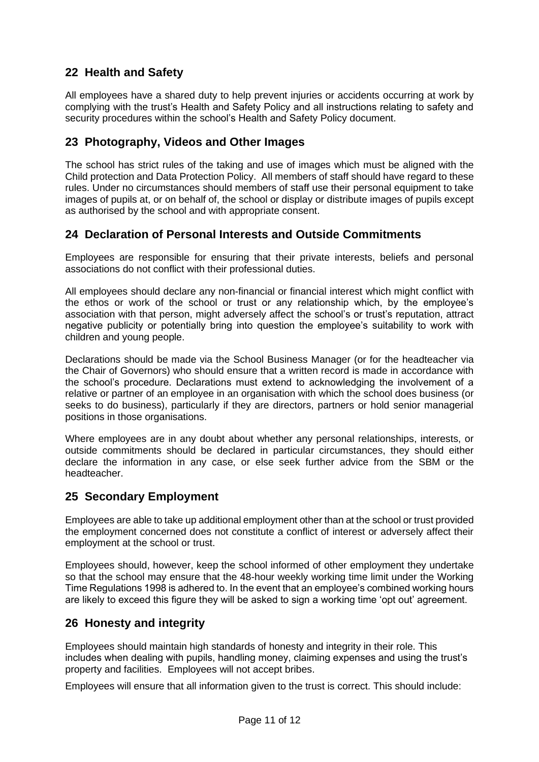## 22 Health and Safety

All employees have a shared duty to help prevent injuries or accidents occurring at work by complying with the trust's Health and Safety Policy and all instructions relating to safety and security procedures within the school's Health and Safety Policy document.

## 23 Photography, Videos and Other Images

The school has strict rules of the taking and use of images which must be aligned with the Child protection and Data Protection Policy. All members of staff should have regard to these rules. Under no circumstances should members of staff use their personal equipment to take images of pupils at, or on behalf of, the school or display or distribute images of pupils except as authorised by the school and with appropriate consent.

## 24 Declaration of Personal Interests and Outside Commitments

Employees are responsible for ensuring that their private interests, beliefs and personal associations do not conflict with their professional duties.

All employees should declare any non-financial or financial interest which might conflict with the ethos or work of the school or trust or any relationship which, by the employee's association with that person, might adversely affect the school's or trust's reputation, attract negative publicity or potentially bring into question the employee's suitability to work with children and young people.

Declarations should be made via the School Business Manager (or for the headteacher via the Chair of Governors) who should ensure that a written record is made in accordance with the school's procedure. Declarations must extend to acknowledging the involvement of a relative or partner of an employee in an organisation with which the school does business (or seeks to do business), particularly if they are directors, partners or hold senior managerial positions in those organisations.

Where employees are in any doubt about whether any personal relationships, interests, or outside commitments should be declared in particular circumstances, they should either declare the information in any case, or else seek further advice from the SBM or the headteacher.

## 25 Secondary Employment

Employees are able to take up additional employment other than at the school or trust provided the employment concerned does not constitute a conflict of interest or adversely affect their employment at the school or trust.

Employees should, however, keep the school informed of other employment they undertake so that the school may ensure that the 48-hour weekly working time limit under the Working Time Regulations 1998 is adhered to. In the event that an employee's combined working hours are likely to exceed this figure they will be asked to sign a working time 'opt out' agreement.

## 26 Honesty and integrity

Employees should maintain high standards of honesty and integrity in their role. This includes when dealing with pupils, handling money, claiming expenses and using the trust's property and facilities. Employees will not accept bribes.

Employees will ensure that all information given to the trust is correct. This should include: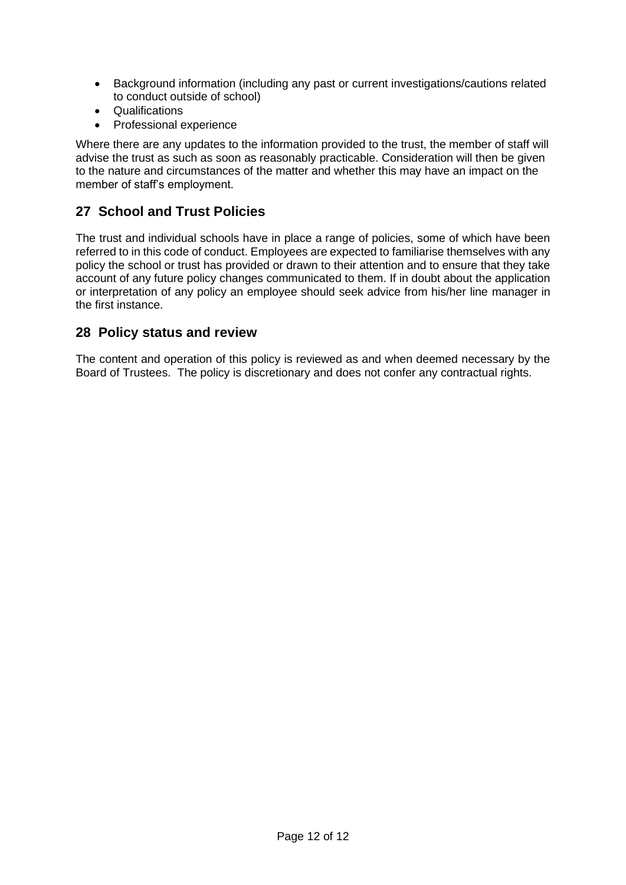- Background information (including any past or current investigations/cautions related to conduct outside of school)
- Qualifications
- Professional experience

Where there are any updates to the information provided to the trust, the member of staff will advise the trust as such as soon as reasonably practicable. Consideration will then be given to the nature and circumstances of the matter and whether this may have an impact on the member of staff's employment.

## 27 School and Trust Policies

The trust and individual schools have in place a range of policies, some of which have been referred to in this code of conduct. Employees are expected to familiarise themselves with any policy the school or trust has provided or drawn to their attention and to ensure that they take account of any future policy changes communicated to them. If in doubt about the application or interpretation of any policy an employee should seek advice from his/her line manager in the first instance.

## 28 Policy status and review

The content and operation of this policy is reviewed as and when deemed necessary by the Board of Trustees. The policy is discretionary and does not confer any contractual rights.